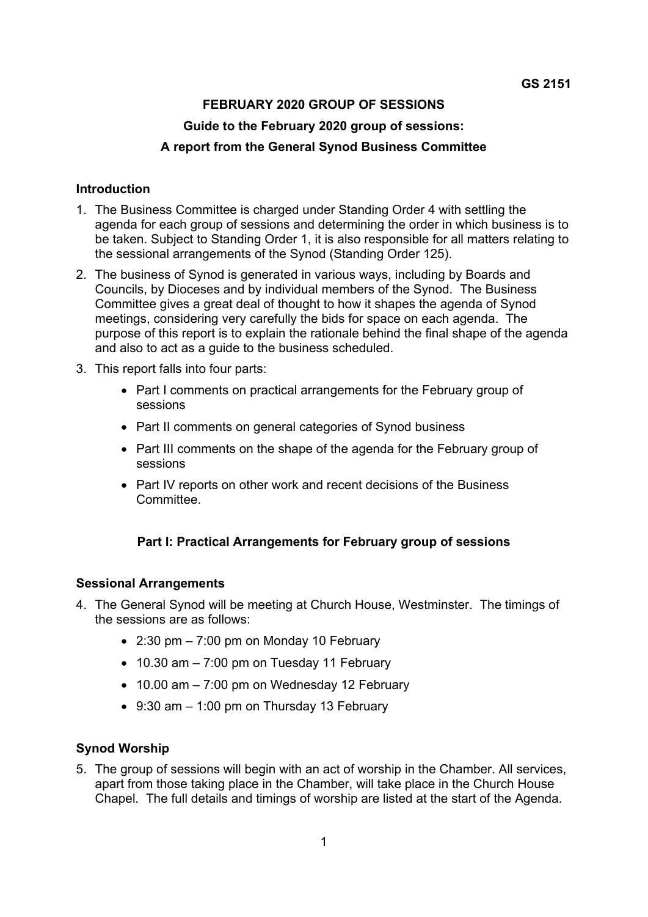**GS 2151**

# FEBRUARY 2020 GROUP OF SESSIONS

## Guide to the February 2020 group of sessions:

## A report from the General Synod Business Committee

### Introduction

1. The Business Committee is charged under Standing Order 4 with settling the agenda for each group of sessions and determining the order in which business is to be taken. Subject to Standing Order 1, it is also responsible for all matters relating to the sessional arrangements of the Synod (Standing Order 125).
2. The business of Synod is generated in various ways, including by Boards and Councils, by Dioceses and by individual members of the Synod. The Business Committee gives a great deal of thought to how it shapes the agenda of Synod meetings, considering very carefully the bids for space on each agenda. The purpose of this report is to explain the rationale behind the final shape of the agenda and also to act as a guide to the business scheduled.
3. This report falls into four parts:
   - Part I comments on practical arrangements for the February group of sessions
   - Part II comments on general categories of Synod business
   - Part III comments on the shape of the agenda for the February group of sessions
   - Part IV reports on other work and recent decisions of the Business Committee.

## Part I: Practical Arrangements for February group of sessions

### Sessional Arrangements

4. The General Synod will be meeting at Church House, Westminster. The timings of the sessions are as follows:
   - 2:30 pm – 7:00 pm on Monday 10 February
   - 10.30 am – 7:00 pm on Tuesday 11 February
   - 10.00 am – 7:00 pm on Wednesday 12 February
   - 9:30 am – 1:00 pm on Thursday 13 February

### Synod Worship

5. The group of sessions will begin with an act of worship in the Chamber. All services, apart from those taking place in the Chamber, will take place in the Church House Chapel. The full details and timings of worship are listed at the start of the Agenda.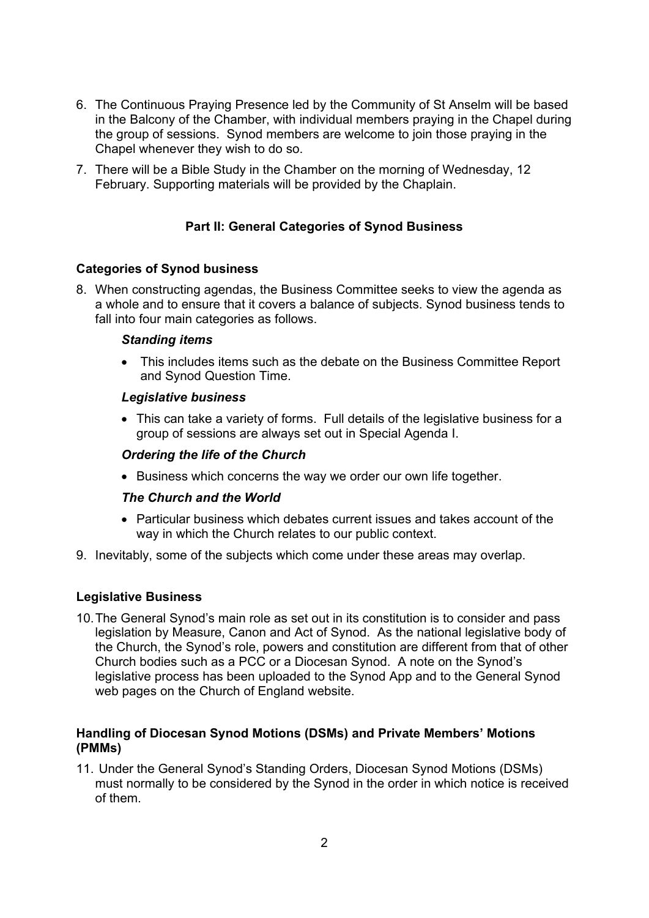6. The Continuous Praying Presence led by the Community of St Anselm will be based in the Balcony of the Chamber, with individual members praying in the Chapel during the group of sessions. Synod members are welcome to join those praying in the Chapel whenever they wish to do so.
7. There will be a Bible Study in the Chamber on the morning of Wednesday, 12 February. Supporting materials will be provided by the Chaplain.

## Part II: General Categories of Synod Business

### Categories of Synod business

8. When constructing agendas, the Business Committee seeks to view the agenda as a whole and to ensure that it covers a balance of subjects. Synod business tends to fall into four main categories as follows.

   ***Standing items***

   - This includes items such as the debate on the Business Committee Report and Synod Question Time.

   ***Legislative business***

   - This can take a variety of forms. Full details of the legislative business for a group of sessions are always set out in Special Agenda I.

   ***Ordering the life of the Church***

   - Business which concerns the way we order our own life together.

   ***The Church and the World***

   - Particular business which debates current issues and takes account of the way in which the Church relates to our public context.

9. Inevitably, some of the subjects which come under these areas may overlap.

### Legislative Business

10. The General Synod's main role as set out in its constitution is to consider and pass legislation by Measure, Canon and Act of Synod. As the national legislative body of the Church, the Synod's role, powers and constitution are different from that of other Church bodies such as a PCC or a Diocesan Synod. A note on the Synod's legislative process has been uploaded to the Synod App and to the General Synod web pages on the Church of England website.

### Handling of Diocesan Synod Motions (DSMs) and Private Members' Motions (PMMs)

11. Under the General Synod's Standing Orders, Diocesan Synod Motions (DSMs) must normally to be considered by the Synod in the order in which notice is received of them.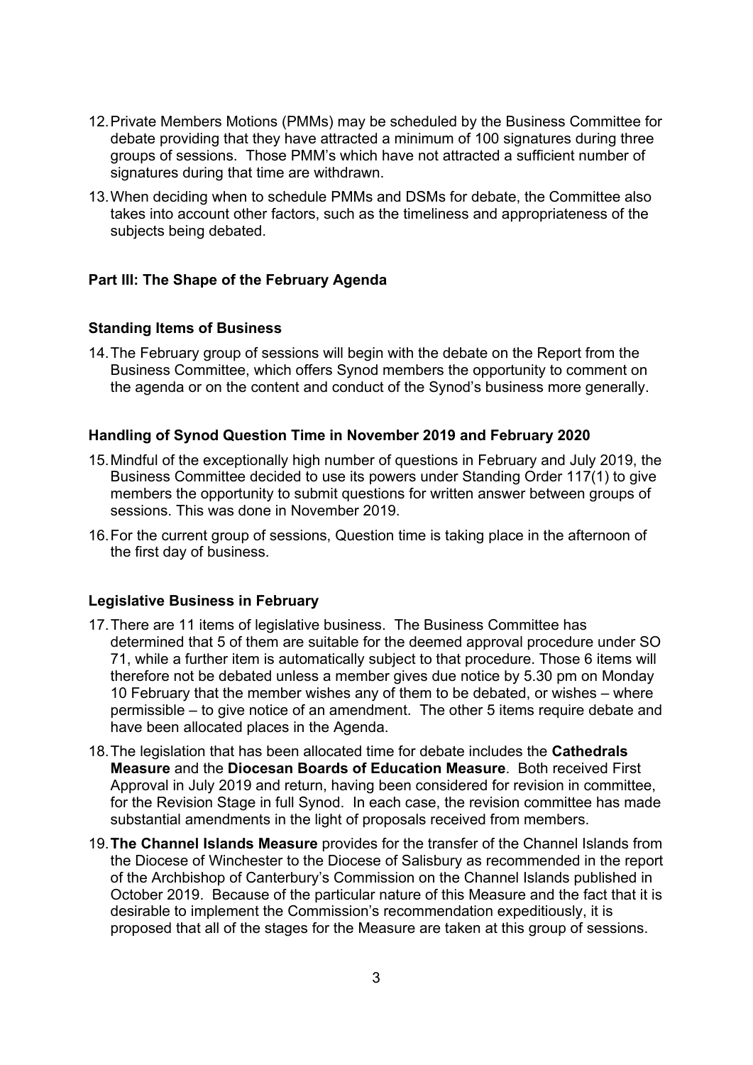12. Private Members Motions (PMMs) may be scheduled by the Business Committee for debate providing that they have attracted a minimum of 100 signatures during three groups of sessions. Those PMM's which have not attracted a sufficient number of signatures during that time are withdrawn.

13. When deciding when to schedule PMMs and DSMs for debate, the Committee also takes into account other factors, such as the timeliness and appropriateness of the subjects being debated.

## Part III: The Shape of the February Agenda

### Standing Items of Business

14. The February group of sessions will begin with the debate on the Report from the Business Committee, which offers Synod members the opportunity to comment on the agenda or on the content and conduct of the Synod's business more generally.

### Handling of Synod Question Time in November 2019 and February 2020

15. Mindful of the exceptionally high number of questions in February and July 2019, the Business Committee decided to use its powers under Standing Order 117(1) to give members the opportunity to submit questions for written answer between groups of sessions. This was done in November 2019.

16. For the current group of sessions, Question time is taking place in the afternoon of the first day of business.

### Legislative Business in February

17. There are 11 items of legislative business. The Business Committee has determined that 5 of them are suitable for the deemed approval procedure under SO 71, while a further item is automatically subject to that procedure. Those 6 items will therefore not be debated unless a member gives due notice by 5.30 pm on Monday 10 February that the member wishes any of them to be debated, or wishes – where permissible – to give notice of an amendment. The other 5 items require debate and have been allocated places in the Agenda.

18. The legislation that has been allocated time for debate includes the **Cathedrals Measure** and the **Diocesan Boards of Education Measure**. Both received First Approval in July 2019 and return, having been considered for revision in committee, for the Revision Stage in full Synod. In each case, the revision committee has made substantial amendments in the light of proposals received from members.

19. **The Channel Islands Measure** provides for the transfer of the Channel Islands from the Diocese of Winchester to the Diocese of Salisbury as recommended in the report of the Archbishop of Canterbury's Commission on the Channel Islands published in October 2019. Because of the particular nature of this Measure and the fact that it is desirable to implement the Commission's recommendation expeditiously, it is proposed that all of the stages for the Measure are taken at this group of sessions.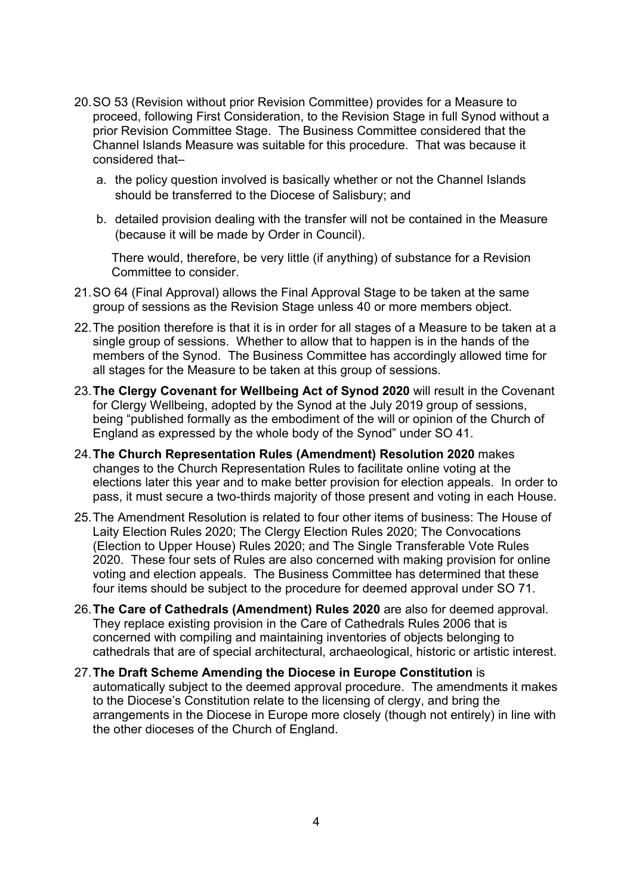20. SO 53 (Revision without prior Revision Committee) provides for a Measure to proceed, following First Consideration, to the Revision Stage in full Synod without a prior Revision Committee Stage. The Business Committee considered that the Channel Islands Measure was suitable for this procedure. That was because it considered that–

    a. the policy question involved is basically whether or not the Channel Islands should be transferred to the Diocese of Salisbury; and

    b. detailed provision dealing with the transfer will not be contained in the Measure (because it will be made by Order in Council).

    There would, therefore, be very little (if anything) of substance for a Revision Committee to consider.

21. SO 64 (Final Approval) allows the Final Approval Stage to be taken at the same group of sessions as the Revision Stage unless 40 or more members object.

22. The position therefore is that it is in order for all stages of a Measure to be taken at a single group of sessions. Whether to allow that to happen is in the hands of the members of the Synod. The Business Committee has accordingly allowed time for all stages for the Measure to be taken at this group of sessions.

23. **The Clergy Covenant for Wellbeing Act of Synod 2020** will result in the Covenant for Clergy Wellbeing, adopted by the Synod at the July 2019 group of sessions, being "published formally as the embodiment of the will or opinion of the Church of England as expressed by the whole body of the Synod" under SO 41.

24. **The Church Representation Rules (Amendment) Resolution 2020** makes changes to the Church Representation Rules to facilitate online voting at the elections later this year and to make better provision for election appeals. In order to pass, it must secure a two-thirds majority of those present and voting in each House.

25. The Amendment Resolution is related to four other items of business: The House of Laity Election Rules 2020; The Clergy Election Rules 2020; The Convocations (Election to Upper House) Rules 2020; and The Single Transferable Vote Rules 2020. These four sets of Rules are also concerned with making provision for online voting and election appeals. The Business Committee has determined that these four items should be subject to the procedure for deemed approval under SO 71.

26. **The Care of Cathedrals (Amendment) Rules 2020** are also for deemed approval. They replace existing provision in the Care of Cathedrals Rules 2006 that is concerned with compiling and maintaining inventories of objects belonging to cathedrals that are of special architectural, archaeological, historic or artistic interest.

27. **The Draft Scheme Amending the Diocese in Europe Constitution** is automatically subject to the deemed approval procedure. The amendments it makes to the Diocese's Constitution relate to the licensing of clergy, and bring the arrangements in the Diocese in Europe more closely (though not entirely) in line with the other dioceses of the Church of England.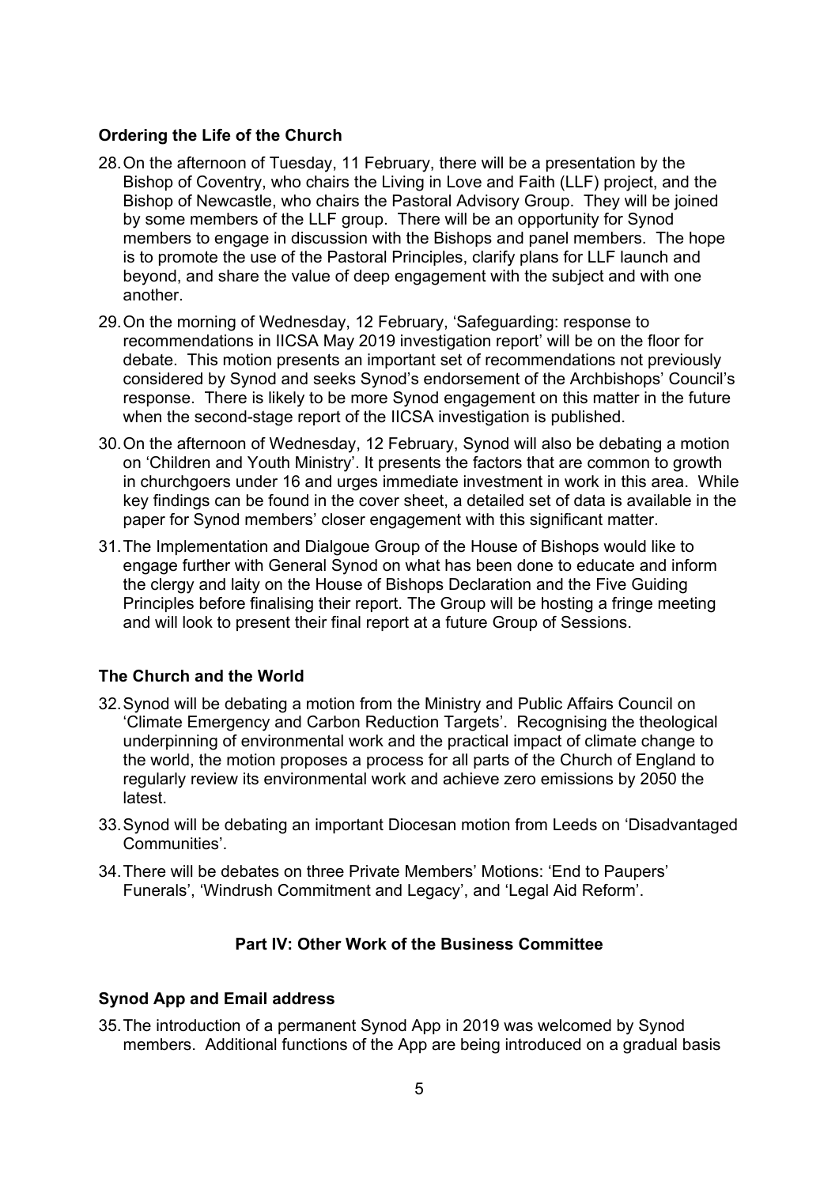**Ordering the Life of the Church**

28. On the afternoon of Tuesday, 11 February, there will be a presentation by the Bishop of Coventry, who chairs the Living in Love and Faith (LLF) project, and the Bishop of Newcastle, who chairs the Pastoral Advisory Group. They will be joined by some members of the LLF group. There will be an opportunity for Synod members to engage in discussion with the Bishops and panel members. The hope is to promote the use of the Pastoral Principles, clarify plans for LLF launch and beyond, and share the value of deep engagement with the subject and with one another.

29. On the morning of Wednesday, 12 February, 'Safeguarding: response to recommendations in IICSA May 2019 investigation report' will be on the floor for debate. This motion presents an important set of recommendations not previously considered by Synod and seeks Synod's endorsement of the Archbishops' Council's response. There is likely to be more Synod engagement on this matter in the future when the second-stage report of the IICSA investigation is published.

30. On the afternoon of Wednesday, 12 February, Synod will also be debating a motion on 'Children and Youth Ministry'. It presents the factors that are common to growth in churchgoers under 16 and urges immediate investment in work in this area. While key findings can be found in the cover sheet, a detailed set of data is available in the paper for Synod members' closer engagement with this significant matter.

31. The Implementation and Dialgoue Group of the House of Bishops would like to engage further with General Synod on what has been done to educate and inform the clergy and laity on the House of Bishops Declaration and the Five Guiding Principles before finalising their report. The Group will be hosting a fringe meeting and will look to present their final report at a future Group of Sessions.

**The Church and the World**

32. Synod will be debating a motion from the Ministry and Public Affairs Council on 'Climate Emergency and Carbon Reduction Targets'. Recognising the theological underpinning of environmental work and the practical impact of climate change to the world, the motion proposes a process for all parts of the Church of England to regularly review its environmental work and achieve zero emissions by 2050 the latest.

33. Synod will be debating an important Diocesan motion from Leeds on 'Disadvantaged Communities'.

34. There will be debates on three Private Members' Motions: 'End to Paupers' Funerals', 'Windrush Commitment and Legacy', and 'Legal Aid Reform'.

## Part IV: Other Work of the Business Committee

**Synod App and Email address**

35. The introduction of a permanent Synod App in 2019 was welcomed by Synod members. Additional functions of the App are being introduced on a gradual basis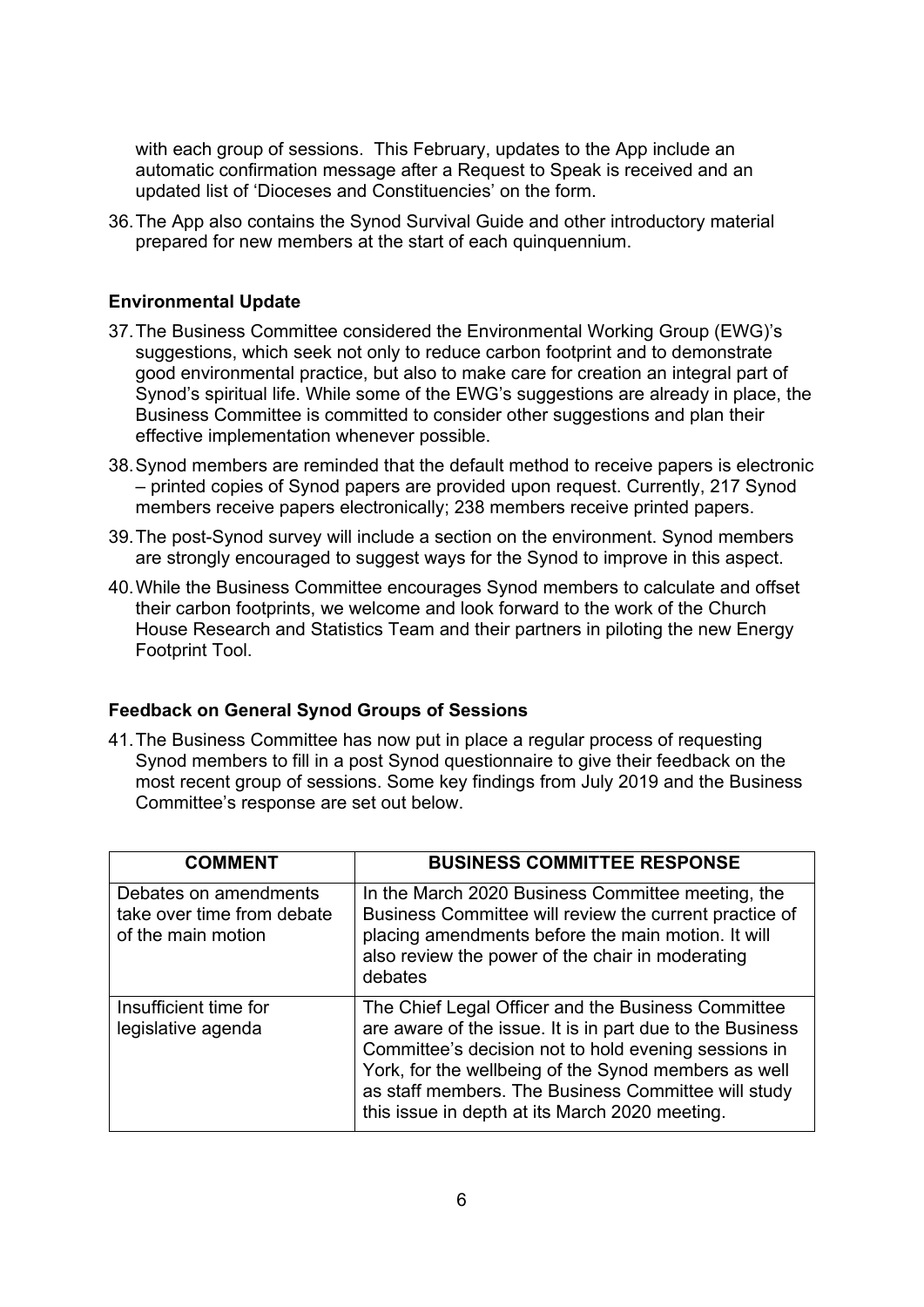with each group of sessions. This February, updates to the App include an automatic confirmation message after a Request to Speak is received and an updated list of 'Dioceses and Constituencies' on the form.

36. The App also contains the Synod Survival Guide and other introductory material prepared for new members at the start of each quinquennium.

**Environmental Update**

37. The Business Committee considered the Environmental Working Group (EWG)'s suggestions, which seek not only to reduce carbon footprint and to demonstrate good environmental practice, but also to make care for creation an integral part of Synod's spiritual life. While some of the EWG's suggestions are already in place, the Business Committee is committed to consider other suggestions and plan their effective implementation whenever possible.

38. Synod members are reminded that the default method to receive papers is electronic – printed copies of Synod papers are provided upon request. Currently, 217 Synod members receive papers electronically; 238 members receive printed papers.

39. The post-Synod survey will include a section on the environment. Synod members are strongly encouraged to suggest ways for the Synod to improve in this aspect.

40. While the Business Committee encourages Synod members to calculate and offset their carbon footprints, we welcome and look forward to the work of the Church House Research and Statistics Team and their partners in piloting the new Energy Footprint Tool.

**Feedback on General Synod Groups of Sessions**

41. The Business Committee has now put in place a regular process of requesting Synod members to fill in a post Synod questionnaire to give their feedback on the most recent group of sessions. Some key findings from July 2019 and the Business Committee's response are set out below.

| COMMENT | BUSINESS COMMITTEE RESPONSE |
| --- | --- |
| Debates on amendments take over time from debate of the main motion | In the March 2020 Business Committee meeting, the Business Committee will review the current practice of placing amendments before the main motion. It will also review the power of the chair in moderating debates |
| Insufficient time for legislative agenda | The Chief Legal Officer and the Business Committee are aware of the issue. It is in part due to the Business Committee's decision not to hold evening sessions in York, for the wellbeing of the Synod members as well as staff members. The Business Committee will study this issue in depth at its March 2020 meeting. |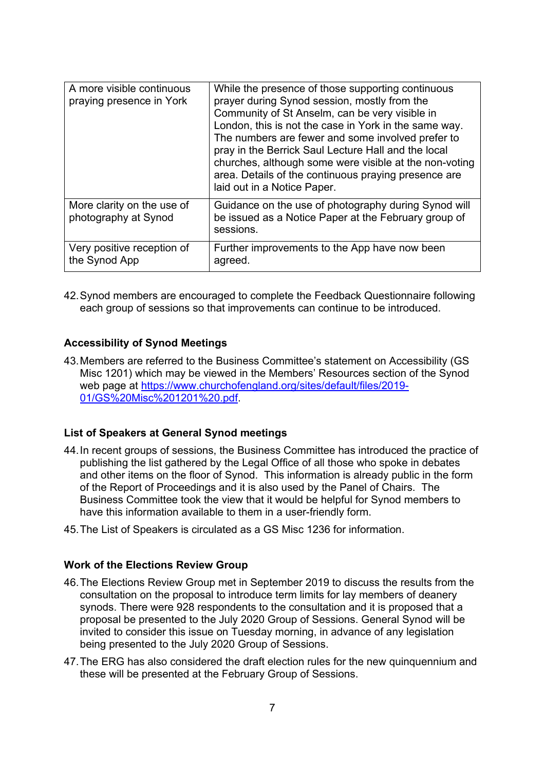| | |
|---|---|
| A more visible continuous praying presence in York | While the presence of those supporting continuous prayer during Synod session, mostly from the Community of St Anselm, can be very visible in London, this is not the case in York in the same way. The numbers are fewer and some involved prefer to pray in the Berrick Saul Lecture Hall and the local churches, although some were visible at the non-voting area. Details of the continuous praying presence are laid out in a Notice Paper. |
| More clarity on the use of photography at Synod | Guidance on the use of photography during Synod will be issued as a Notice Paper at the February group of sessions. |
| Very positive reception of the Synod App | Further improvements to the App have now been agreed. |

42. Synod members are encouraged to complete the Feedback Questionnaire following each group of sessions so that improvements can continue to be introduced.

### Accessibility of Synod Meetings

43. Members are referred to the Business Committee's statement on Accessibility (GS Misc 1201) which may be viewed in the Members' Resources section of the Synod web page at [https://www.churchofengland.org/sites/default/files/2019-01/GS%20Misc%201201%20.pdf](https://www.churchofengland.org/sites/default/files/2019-01/GS%20Misc%201201%20.pdf).

### List of Speakers at General Synod meetings

44. In recent groups of sessions, the Business Committee has introduced the practice of publishing the list gathered by the Legal Office of all those who spoke in debates and other items on the floor of Synod. This information is already public in the form of the Report of Proceedings and it is also used by the Panel of Chairs. The Business Committee took the view that it would be helpful for Synod members to have this information available to them in a user-friendly form.

45. The List of Speakers is circulated as a GS Misc 1236 for information.

### Work of the Elections Review Group

46. The Elections Review Group met in September 2019 to discuss the results from the consultation on the proposal to introduce term limits for lay members of deanery synods. There were 928 respondents to the consultation and it is proposed that a proposal be presented to the July 2020 Group of Sessions. General Synod will be invited to consider this issue on Tuesday morning, in advance of any legislation being presented to the July 2020 Group of Sessions.

47. The ERG has also considered the draft election rules for the new quinquennium and these will be presented at the February Group of Sessions.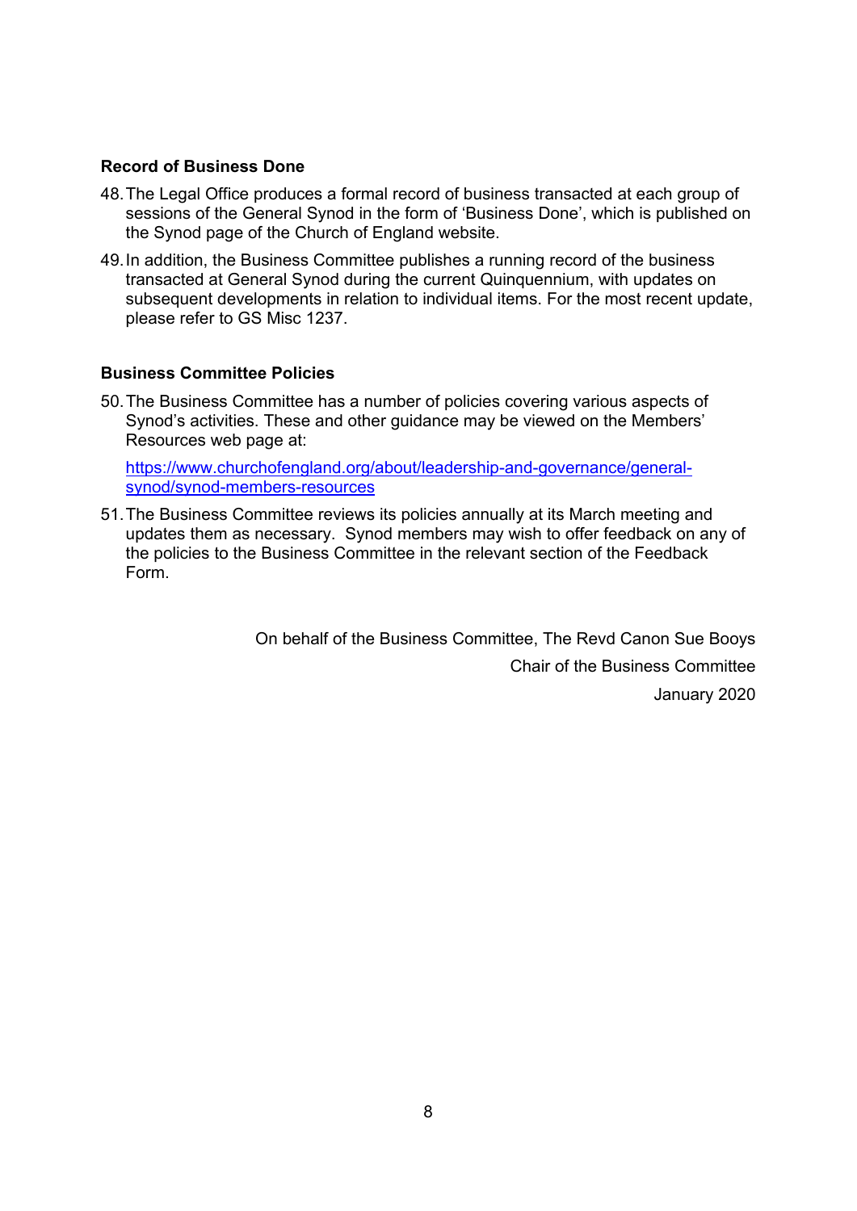**Record of Business Done**

48. The Legal Office produces a formal record of business transacted at each group of sessions of the General Synod in the form of 'Business Done', which is published on the Synod page of the Church of England website.

49. In addition, the Business Committee publishes a running record of the business transacted at General Synod during the current Quinquennium, with updates on subsequent developments in relation to individual items. For the most recent update, please refer to GS Misc 1237.

**Business Committee Policies**

50. The Business Committee has a number of policies covering various aspects of Synod's activities. These and other guidance may be viewed on the Members' Resources web page at:

    [https://www.churchofengland.org/about/leadership-and-governance/general-synod/synod-members-resources](https://www.churchofengland.org/about/leadership-and-governance/general-synod/synod-members-resources)

51. The Business Committee reviews its policies annually at its March meeting and updates them as necessary. Synod members may wish to offer feedback on any of the policies to the Business Committee in the relevant section of the Feedback Form.

On behalf of the Business Committee, The Revd Canon Sue Booys

Chair of the Business Committee

January 2020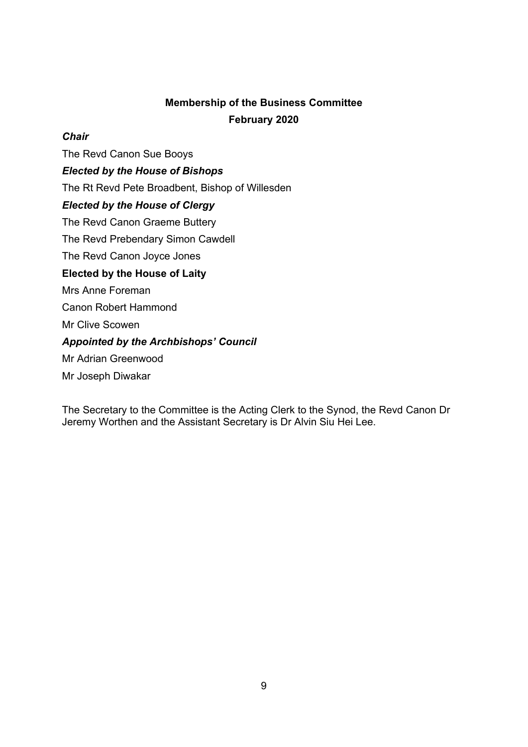**Membership of the Business Committee**

**February 2020**

***Chair***

The Revd Canon Sue Booys

***Elected by the House of Bishops***

The Rt Revd Pete Broadbent, Bishop of Willesden

***Elected by the House of Clergy***

The Revd Canon Graeme Buttery

The Revd Prebendary Simon Cawdell

The Revd Canon Joyce Jones

**Elected by the House of Laity**

Mrs Anne Foreman

Canon Robert Hammond

Mr Clive Scowen

***Appointed by the Archbishops' Council***

Mr Adrian Greenwood

Mr Joseph Diwakar

The Secretary to the Committee is the Acting Clerk to the Synod, the Revd Canon Dr Jeremy Worthen and the Assistant Secretary is Dr Alvin Siu Hei Lee.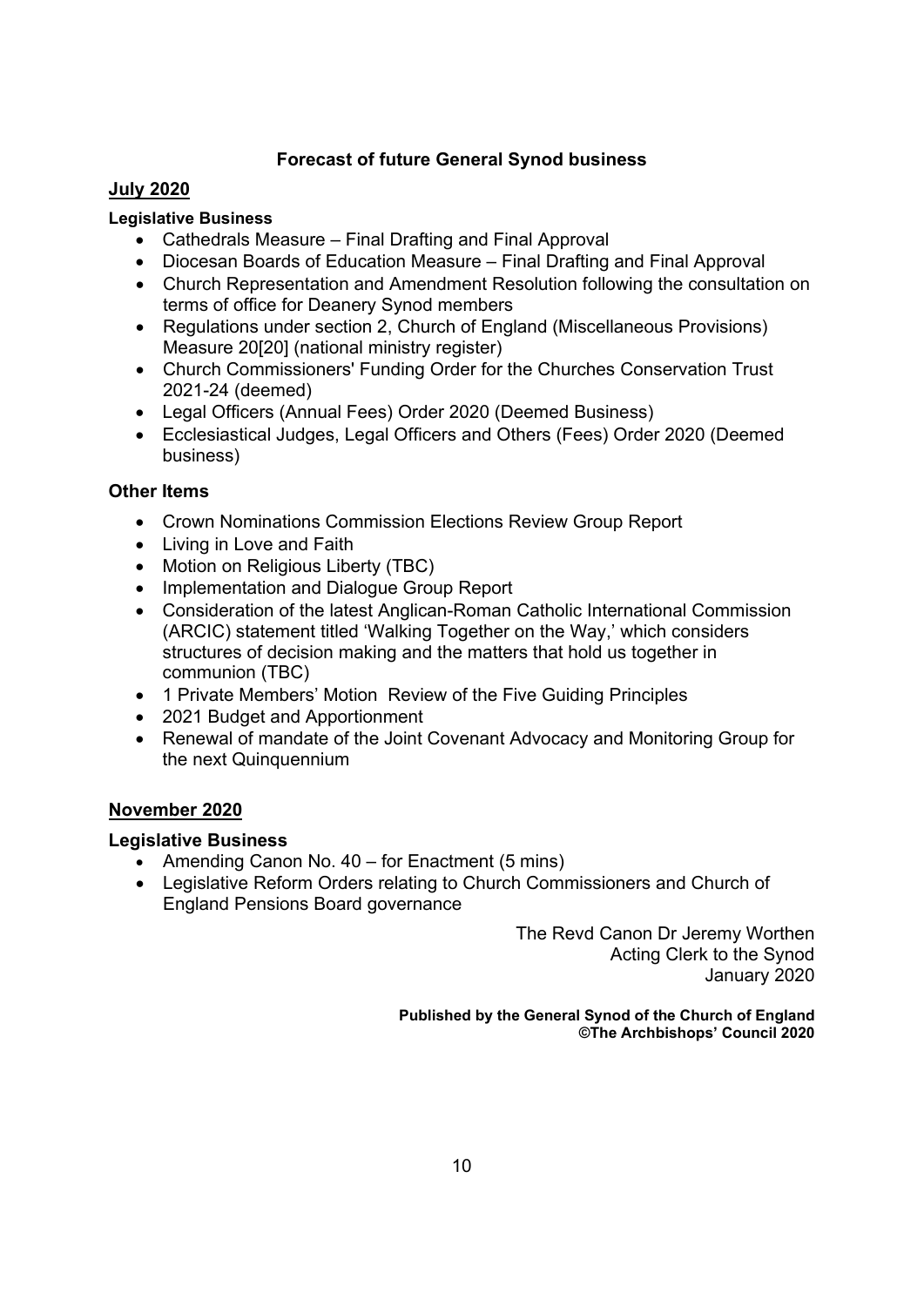**Forecast of future General Synod business**

**July 2020**

**Legislative Business**

- Cathedrals Measure – Final Drafting and Final Approval
- Diocesan Boards of Education Measure – Final Drafting and Final Approval
- Church Representation and Amendment Resolution following the consultation on terms of office for Deanery Synod members
- Regulations under section 2, Church of England (Miscellaneous Provisions) Measure 20[20] (national ministry register)
- Church Commissioners' Funding Order for the Churches Conservation Trust 2021-24 (deemed)
- Legal Officers (Annual Fees) Order 2020 (Deemed Business)
- Ecclesiastical Judges, Legal Officers and Others (Fees) Order 2020 (Deemed business)

**Other Items**

- Crown Nominations Commission Elections Review Group Report
- Living in Love and Faith
- Motion on Religious Liberty (TBC)
- Implementation and Dialogue Group Report
- Consideration of the latest Anglican-Roman Catholic International Commission (ARCIC) statement titled 'Walking Together on the Way,' which considers structures of decision making and the matters that hold us together in communion (TBC)
- 1 Private Members' Motion Review of the Five Guiding Principles
- 2021 Budget and Apportionment
- Renewal of mandate of the Joint Covenant Advocacy and Monitoring Group for the next Quinquennium

**November 2020**

**Legislative Business**

- Amending Canon No. 40 – for Enactment (5 mins)
- Legislative Reform Orders relating to Church Commissioners and Church of England Pensions Board governance

The Revd Canon Dr Jeremy Worthen
Acting Clerk to the Synod
January 2020

**Published by the General Synod of the Church of England**
**©The Archbishops' Council 2020**